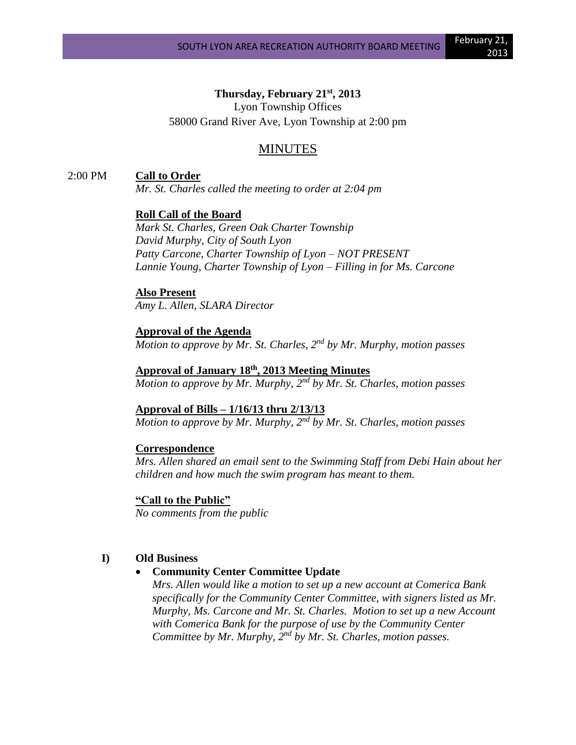**Thursday, February 21st, 2013**

Lyon Township Offices

58000 Grand River Ave, Lyon Township at 2:00 pm

# MINUTES

2:00 PM **Call to Order**

*Mr. St. Charles called the meeting to order at 2:04 pm*

**Roll Call of the Board**

*Mark St. Charles, Green Oak Charter Township*
*David Murphy, City of South Lyon*
*Patty Carcone, Charter Township of Lyon – NOT PRESENT*
*Lannie Young, Charter Township of Lyon – Filling in for Ms. Carcone*

**Also Present**

*Amy L. Allen, SLARA Director*

**Approval of the Agenda**

*Motion to approve by Mr. St. Charles, 2nd by Mr. Murphy, motion passes*

**Approval of January 18th, 2013 Meeting Minutes**

*Motion to approve by Mr. Murphy, 2nd by Mr. St. Charles, motion passes*

**Approval of Bills – 1/16/13 thru 2/13/13**

*Motion to approve by Mr. Murphy, 2nd by Mr. St. Charles, motion passes*

**Correspondence**

*Mrs. Allen shared an email sent to the Swimming Staff from Debi Hain about her children and how much the swim program has meant to them.*

**"Call to the Public"**

*No comments from the public*

## I) Old Business

- **Community Center Committee Update**

  *Mrs. Allen would like a motion to set up a new account at Comerica Bank specifically for the Community Center Committee, with signers listed as Mr. Murphy, Ms. Carcone and Mr. St. Charles. Motion to set up a new Account with Comerica Bank for the purpose of use by the Community Center Committee by Mr. Murphy, 2nd by Mr. St. Charles, motion passes.*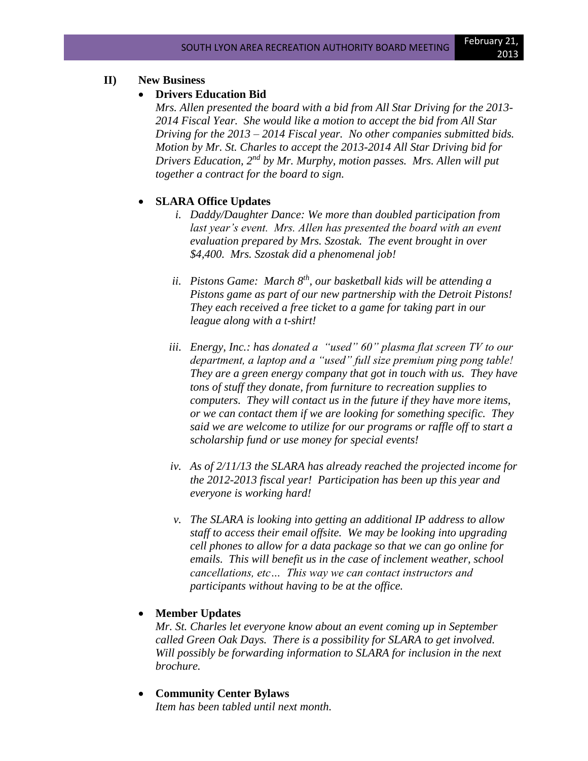## II) New Business

- **Drivers Education Bid**

  *Mrs. Allen presented the board with a bid from All Star Driving for the 2013-2014 Fiscal Year. She would like a motion to accept the bid from All Star Driving for the 2013 – 2014 Fiscal year. No other companies submitted bids. Motion by Mr. St. Charles to accept the 2013-2014 All Star Driving bid for Drivers Education, 2nd by Mr. Murphy, motion passes. Mrs. Allen will put together a contract for the board to sign.*

- **SLARA Office Updates**

  i. *Daddy/Daughter Dance: We more than doubled participation from last year's event. Mrs. Allen has presented the board with an event evaluation prepared by Mrs. Szostak. The event brought in over $4,400. Mrs. Szostak did a phenomenal job!*

  ii. *Pistons Game: March 8th, our basketball kids will be attending a Pistons game as part of our new partnership with the Detroit Pistons! They each received a free ticket to a game for taking part in our league along with a t-shirt!*

  iii. *Energy, Inc.: has donated a "used" 60" plasma flat screen TV to our department, a laptop and a "used" full size premium ping pong table! They are a green energy company that got in touch with us. They have tons of stuff they donate, from furniture to recreation supplies to computers. They will contact us in the future if they have more items, or we can contact them if we are looking for something specific. They said we are welcome to utilize for our programs or raffle off to start a scholarship fund or use money for special events!*

  iv. *As of 2/11/13 the SLARA has already reached the projected income for the 2012-2013 fiscal year! Participation has been up this year and everyone is working hard!*

  v. *The SLARA is looking into getting an additional IP address to allow staff to access their email offsite. We may be looking into upgrading cell phones to allow for a data package so that we can go online for emails. This will benefit us in the case of inclement weather, school cancellations, etc… This way we can contact instructors and participants without having to be at the office.*

- **Member Updates**

  *Mr. St. Charles let everyone know about an event coming up in September called Green Oak Days. There is a possibility for SLARA to get involved. Will possibly be forwarding information to SLARA for inclusion in the next brochure.*

- **Community Center Bylaws**

  *Item has been tabled until next month.*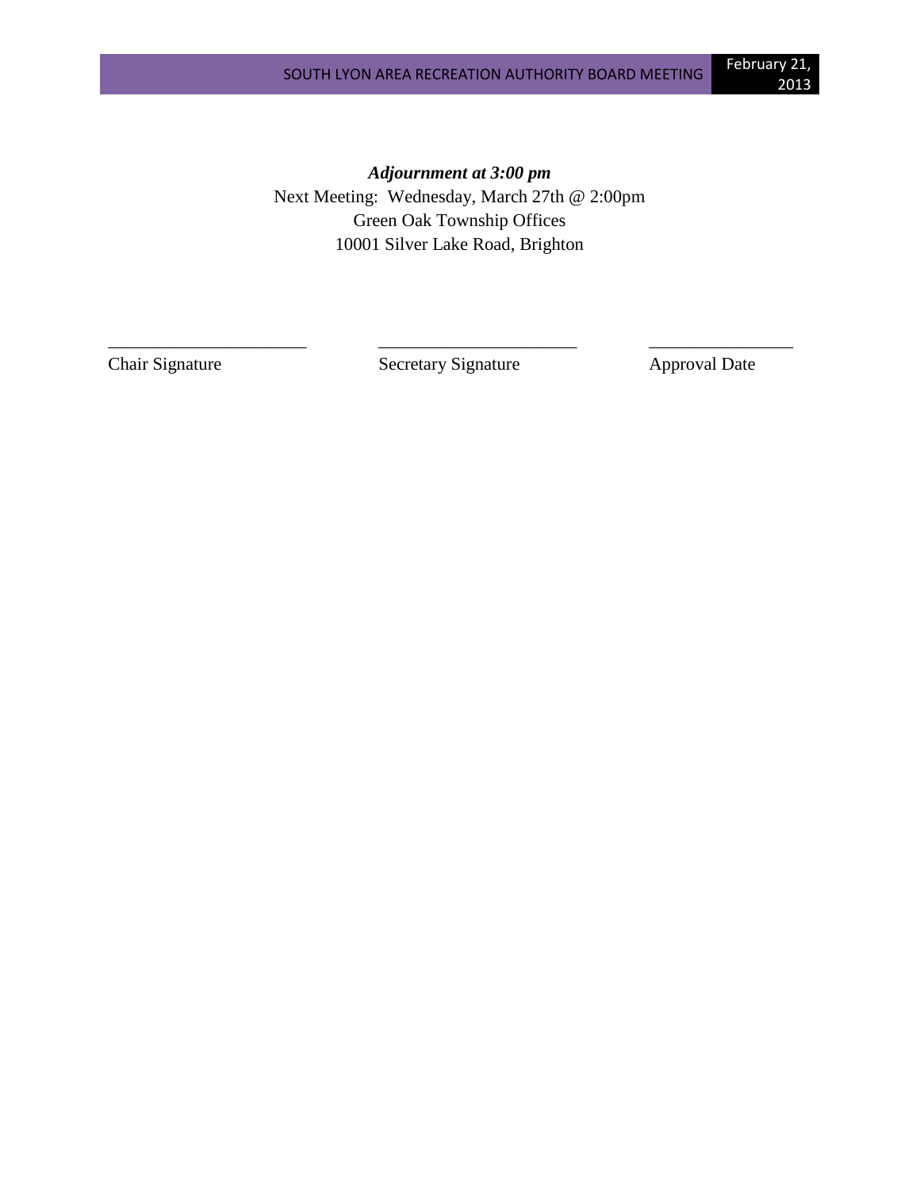***Adjournment at 3:00 pm***

Next Meeting: Wednesday, March 27th @ 2:00pm
Green Oak Township Offices
10001 Silver Lake Road, Brighton

______________________ ______________________ ________________

Chair Signature Secretary Signature Approval Date